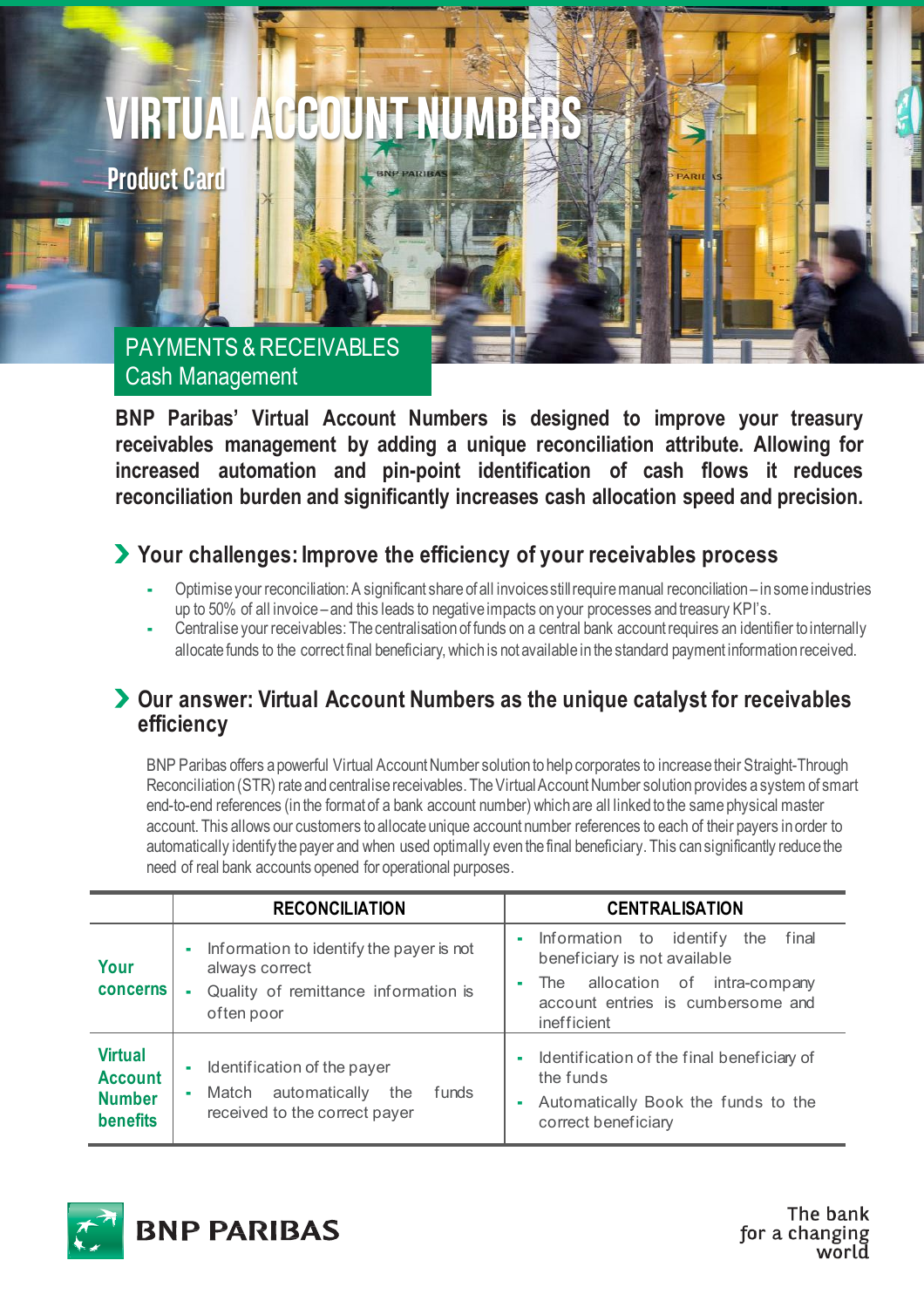# VIRTUAL ACCOUNT NUMBERS

## Product Card

PAYMENTS & RECEIVABLES
Cash Management

**BNP Paribas' Virtual Account Numbers is designed to improve your treasury receivables management by adding a unique reconciliation attribute. Allowing for increased automation and pin-point identification of cash flows it reduces reconciliation burden and significantly increases cash allocation speed and precision.**

## Your challenges: Improve the efficiency of your receivables process

- Optimise your reconciliation: A significant share of all invoices still require manual reconciliation – in some industries up to 50% of all invoice – and this leads to negative impacts on your processes and treasury KPI's.
- Centralise your receivables: The centralisation of funds on a central bank account requires an identifier to internally allocate funds to the correct final beneficiary, which is not available in the standard payment information received.

## Our answer: Virtual Account Numbers as the unique catalyst for receivables efficiency

BNP Paribas offers a powerful Virtual Account Number solution to help corporates to increase their Straight-Through Reconciliation (STR) rate and centralise receivables. The Virtual Account Number solution provides a system of smart end-to-end references (in the format of a bank account number) which are all linked to the same physical master account. This allows our customers to allocate unique account number references to each of their payers in order to automatically identify the payer and when used optimally even the final beneficiary. This can significantly reduce the need of real bank accounts opened for operational purposes.

| | RECONCILIATION | CENTRALISATION |
|---|---|---|
| **Your concerns** | - Information to identify the payer is not always correct<br>- Quality of remittance information is often poor | - Information to identify the final beneficiary is not available<br>- The allocation of intra-company account entries is cumbersome and inefficient |
| **Virtual Account Number benefits** | - Identification of the payer<br>- Match automatically the funds received to the correct payer | - Identification of the final beneficiary of the funds<br>- Automatically Book the funds to the correct beneficiary |

BNP PARIBAS

The bank for a changing world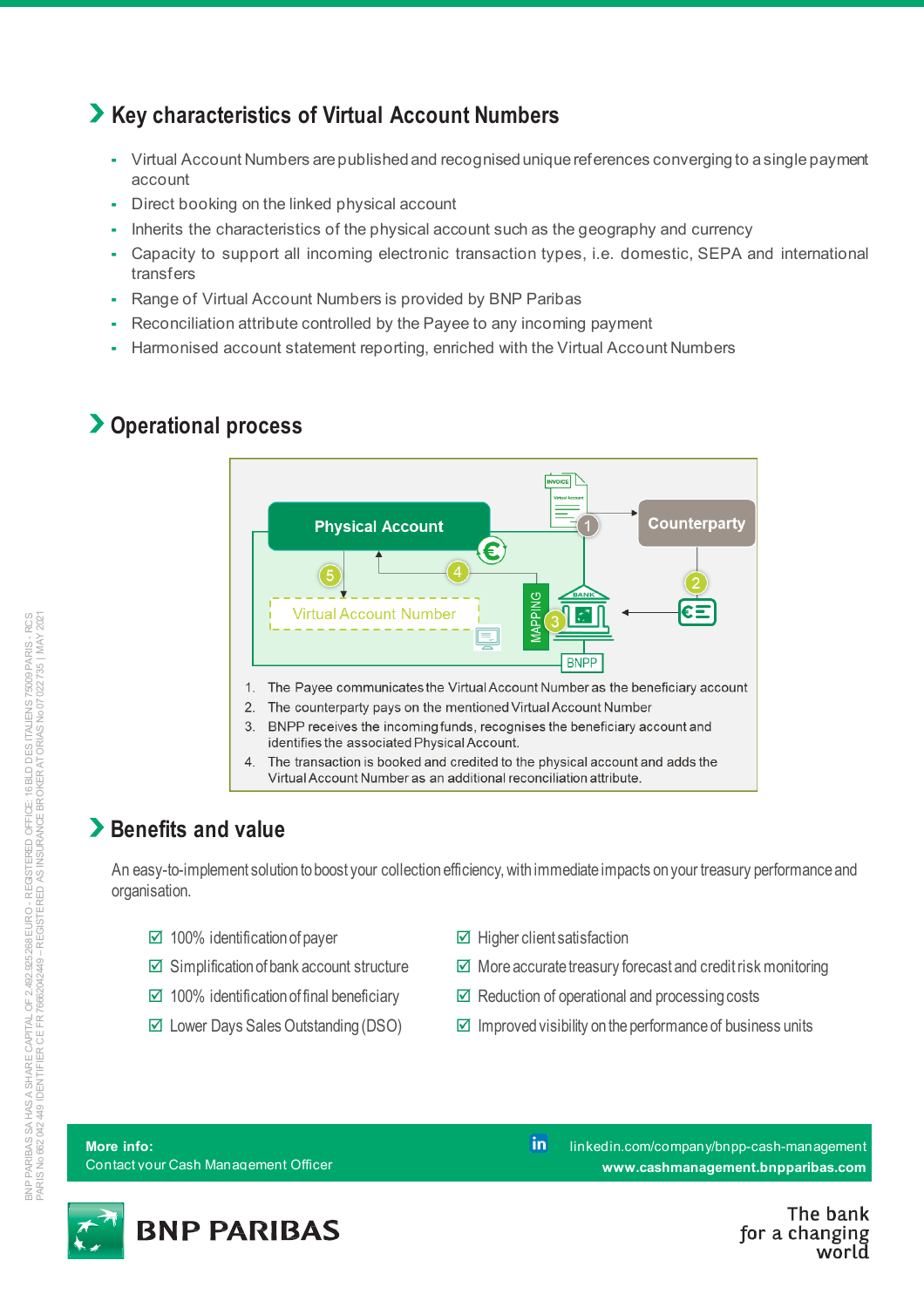## Key characteristics of Virtual Account Numbers

- Virtual Account Numbers are published and recognised unique references converging to a single payment account
- Direct booking on the linked physical account
- Inherits the characteristics of the physical account such as the geography and currency
- Capacity to support all incoming electronic transaction types, i.e. domestic, SEPA and international transfers
- Range of Virtual Account Numbers is provided by BNP Paribas
- Reconciliation attribute controlled by the Payee to any incoming payment
- Harmonised account statement reporting, enriched with the Virtual Account Numbers

## Operational process

Physical Account
Counterparty
Virtual Account Number
MAPPING
BNPP
1
2
3
4
5

1. The Payee communicates the Virtual Account Number as the beneficiary account
2. The counterparty pays on the mentioned Virtual Account Number
3. BNPP receives the incoming funds, recognises the beneficiary account and identifies the associated Physical Account.
4. The transaction is booked and credited to the physical account and adds the Virtual Account Number as an additional reconciliation attribute.

## Benefits and value

An easy-to-implement solution to boost your collection efficiency, with immediate impacts on your treasury performance and organisation.

- ☑ 100% identification of payer
- ☑ Simplification of bank account structure
- ☑ 100% identification of final beneficiary
- ☑ Lower Days Sales Outstanding (DSO)
- ☑ Higher client satisfaction
- ☑ More accurate treasury forecast and credit risk monitoring
- ☑ Reduction of operational and processing costs
- ☑ Improved visibility on the performance of business units

**More info:**
Contact your Cash Management Officer

linkedin.com/company/bnpp-cash-management
**www.cashmanagement.bnpparibas.com**

BNP PARIBAS

The bank for a changing world

BNP PARIBAS SA HAS A SHARE CAPITAL OF 2.492.925.268 EURO - REGISTERED OFFICE: 16 BLD DES ITALIENS 75009 PARIS - RCS PARIS No 662 042 449 IDENTIFIER CE FR 76662042449 – REGISTERED AS INSURANCE BROKER AT ORIAS No 07 022 735 | MAY 2021